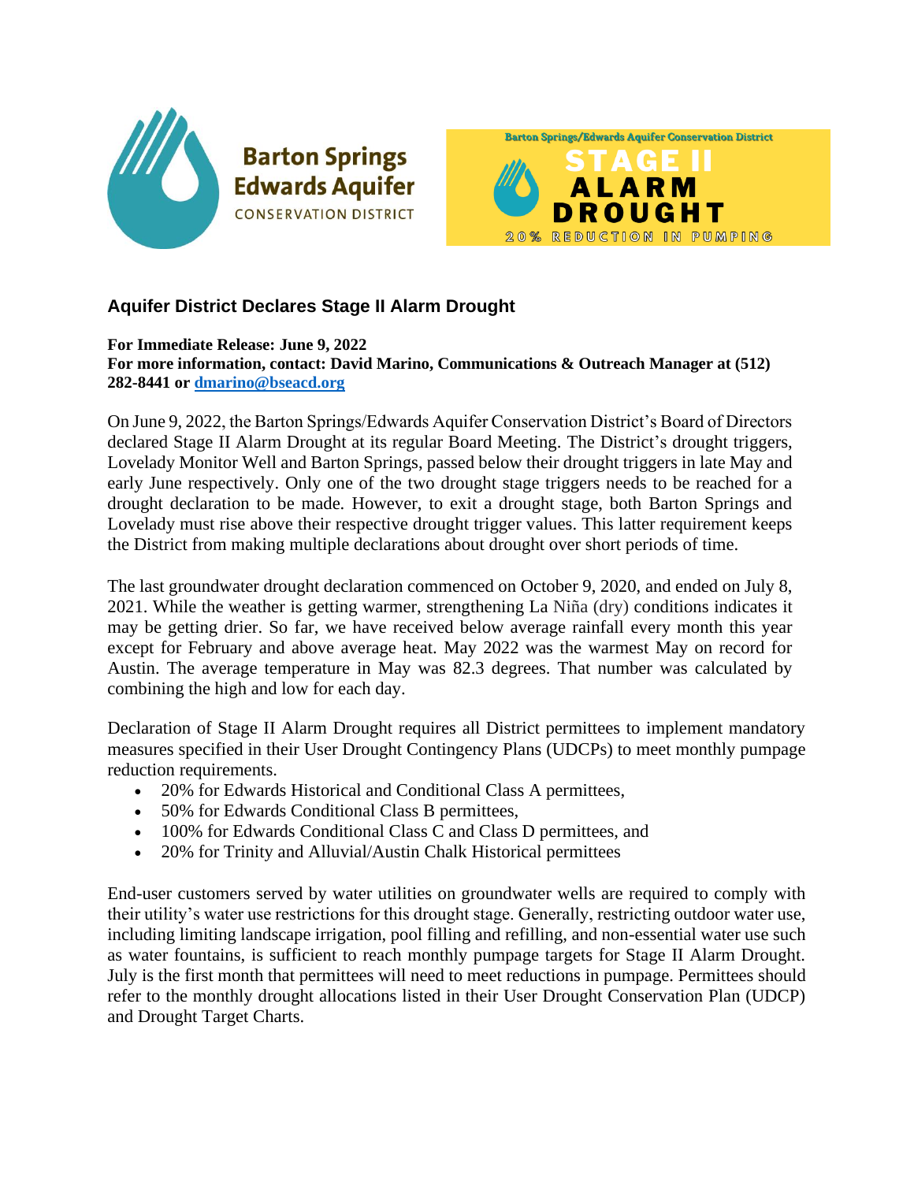Barton Springs Edwards Aquifer CONSERVATION DISTRICT

Barton Springs/Edwards Aquifer Conservation District

STAGE II ALARM DROUGHT

20% REDUCTION IN PUMPING

## Aquifer District Declares Stage II Alarm Drought

**For Immediate Release: June 9, 2022**
**For more information, contact: David Marino, Communications & Outreach Manager at (512) 282-8441 or [dmarino@bseacd.org](mailto:dmarino@bseacd.org)**

On June 9, 2022, the Barton Springs/Edwards Aquifer Conservation District's Board of Directors declared Stage II Alarm Drought at its regular Board Meeting. The District's drought triggers, Lovelady Monitor Well and Barton Springs, passed below their drought triggers in late May and early June respectively. Only one of the two drought stage triggers needs to be reached for a drought declaration to be made. However, to exit a drought stage, both Barton Springs and Lovelady must rise above their respective drought trigger values. This latter requirement keeps the District from making multiple declarations about drought over short periods of time.

The last groundwater drought declaration commenced on October 9, 2020, and ended on July 8, 2021. While the weather is getting warmer, strengthening La Niña (dry) conditions indicates it may be getting drier. So far, we have received below average rainfall every month this year except for February and above average heat. May 2022 was the warmest May on record for Austin. The average temperature in May was 82.3 degrees. That number was calculated by combining the high and low for each day.

Declaration of Stage II Alarm Drought requires all District permittees to implement mandatory measures specified in their User Drought Contingency Plans (UDCPs) to meet monthly pumpage reduction requirements.

- 20% for Edwards Historical and Conditional Class A permittees,
- 50% for Edwards Conditional Class B permittees,
- 100% for Edwards Conditional Class C and Class D permittees, and
- 20% for Trinity and Alluvial/Austin Chalk Historical permittees

End-user customers served by water utilities on groundwater wells are required to comply with their utility's water use restrictions for this drought stage. Generally, restricting outdoor water use, including limiting landscape irrigation, pool filling and refilling, and non-essential water use such as water fountains, is sufficient to reach monthly pumpage targets for Stage II Alarm Drought. July is the first month that permittees will need to meet reductions in pumpage. Permittees should refer to the monthly drought allocations listed in their User Drought Conservation Plan (UDCP) and Drought Target Charts.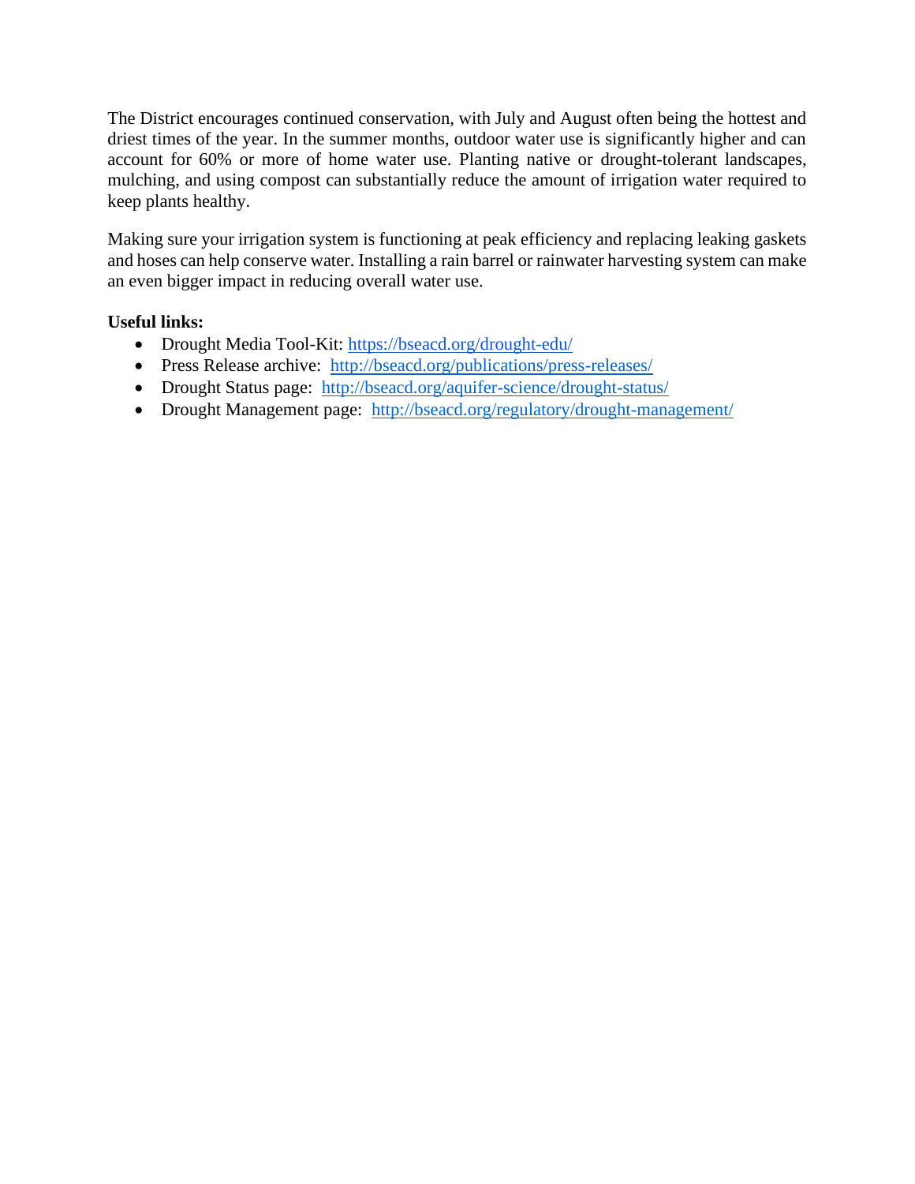The District encourages continued conservation, with July and August often being the hottest and driest times of the year. In the summer months, outdoor water use is significantly higher and can account for 60% or more of home water use. Planting native or drought-tolerant landscapes, mulching, and using compost can substantially reduce the amount of irrigation water required to keep plants healthy.

Making sure your irrigation system is functioning at peak efficiency and replacing leaking gaskets and hoses can help conserve water. Installing a rain barrel or rainwater harvesting system can make an even bigger impact in reducing overall water use.

**Useful links:**

- Drought Media Tool-Kit: https://bseacd.org/drought-edu/
- Press Release archive: http://bseacd.org/publications/press-releases/
- Drought Status page: http://bseacd.org/aquifer-science/drought-status/
- Drought Management page: http://bseacd.org/regulatory/drought-management/